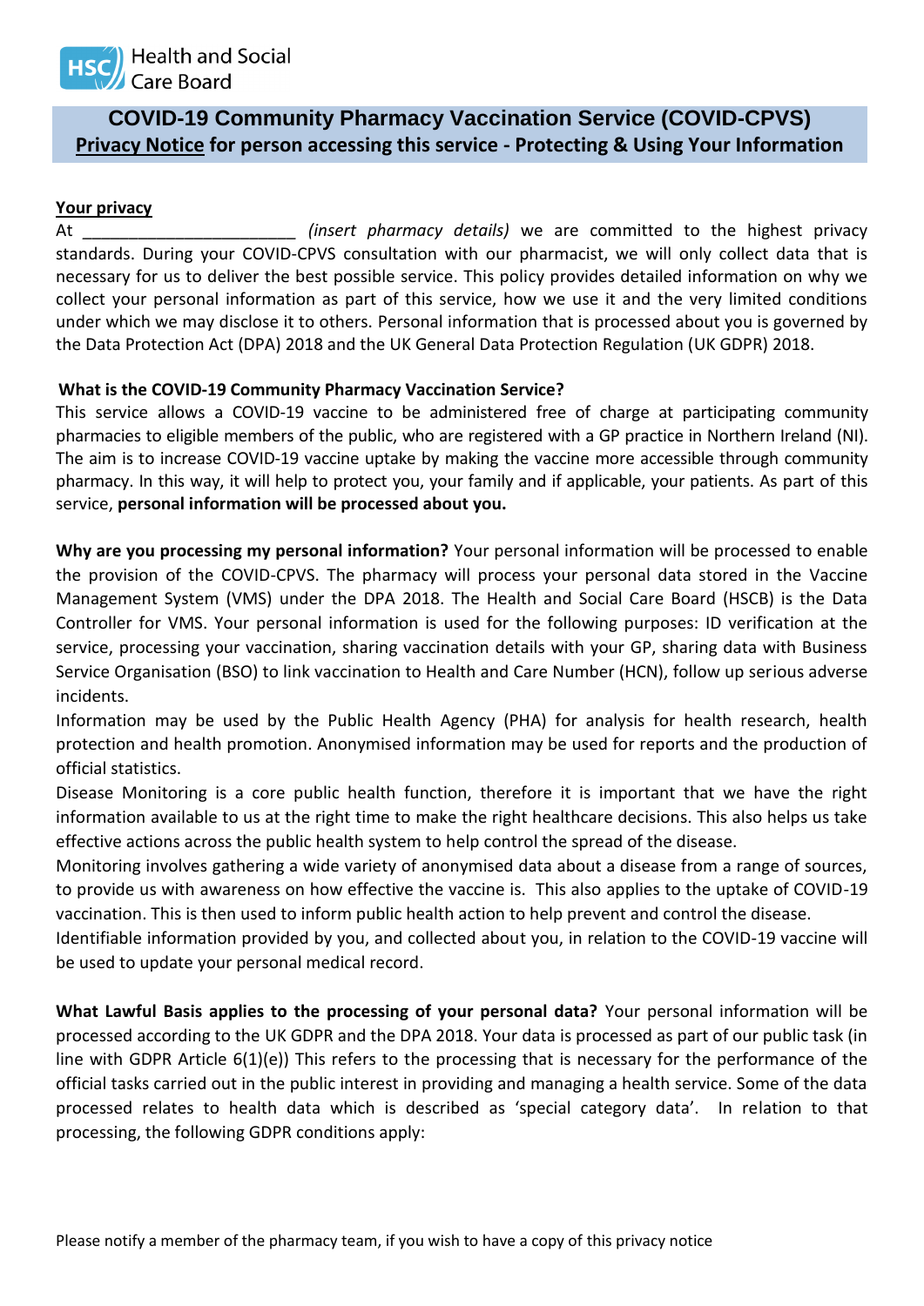Health and Social Care Board

# COVID-19 Community Pharmacy Vaccination Service (COVID-CPVS)

## Privacy Notice for person accessing this service - Protecting & Using Your Information

**Your privacy**

At _______________________ *(insert pharmacy details)* we are committed to the highest privacy standards. During your COVID-CPVS consultation with our pharmacist, we will only collect data that is necessary for us to deliver the best possible service. This policy provides detailed information on why we collect your personal information as part of this service, how we use it and the very limited conditions under which we may disclose it to others. Personal information that is processed about you is governed by the Data Protection Act (DPA) 2018 and the UK General Data Protection Regulation (UK GDPR) 2018.

**What is the COVID-19 Community Pharmacy Vaccination Service?**

This service allows a COVID-19 vaccine to be administered free of charge at participating community pharmacies to eligible members of the public, who are registered with a GP practice in Northern Ireland (NI). The aim is to increase COVID-19 vaccine uptake by making the vaccine more accessible through community pharmacy. In this way, it will help to protect you, your family and if applicable, your patients. As part of this service, **personal information will be processed about you.**

**Why are you processing my personal information?** Your personal information will be processed to enable the provision of the COVID-CPVS. The pharmacy will process your personal data stored in the Vaccine Management System (VMS) under the DPA 2018. The Health and Social Care Board (HSCB) is the Data Controller for VMS. Your personal information is used for the following purposes: ID verification at the service, processing your vaccination, sharing vaccination details with your GP, sharing data with Business Service Organisation (BSO) to link vaccination to Health and Care Number (HCN), follow up serious adverse incidents.

Information may be used by the Public Health Agency (PHA) for analysis for health research, health protection and health promotion. Anonymised information may be used for reports and the production of official statistics.

Disease Monitoring is a core public health function, therefore it is important that we have the right information available to us at the right time to make the right healthcare decisions. This also helps us take effective actions across the public health system to help control the spread of the disease.

Monitoring involves gathering a wide variety of anonymised data about a disease from a range of sources, to provide us with awareness on how effective the vaccine is. This also applies to the uptake of COVID-19 vaccination. This is then used to inform public health action to help prevent and control the disease.

Identifiable information provided by you, and collected about you, in relation to the COVID-19 vaccine will be used to update your personal medical record.

**What Lawful Basis applies to the processing of your personal data?** Your personal information will be processed according to the UK GDPR and the DPA 2018. Your data is processed as part of our public task (in line with GDPR Article 6(1)(e)) This refers to the processing that is necessary for the performance of the official tasks carried out in the public interest in providing and managing a health service. Some of the data processed relates to health data which is described as 'special category data'. In relation to that processing, the following GDPR conditions apply:

Please notify a member of the pharmacy team, if you wish to have a copy of this privacy notice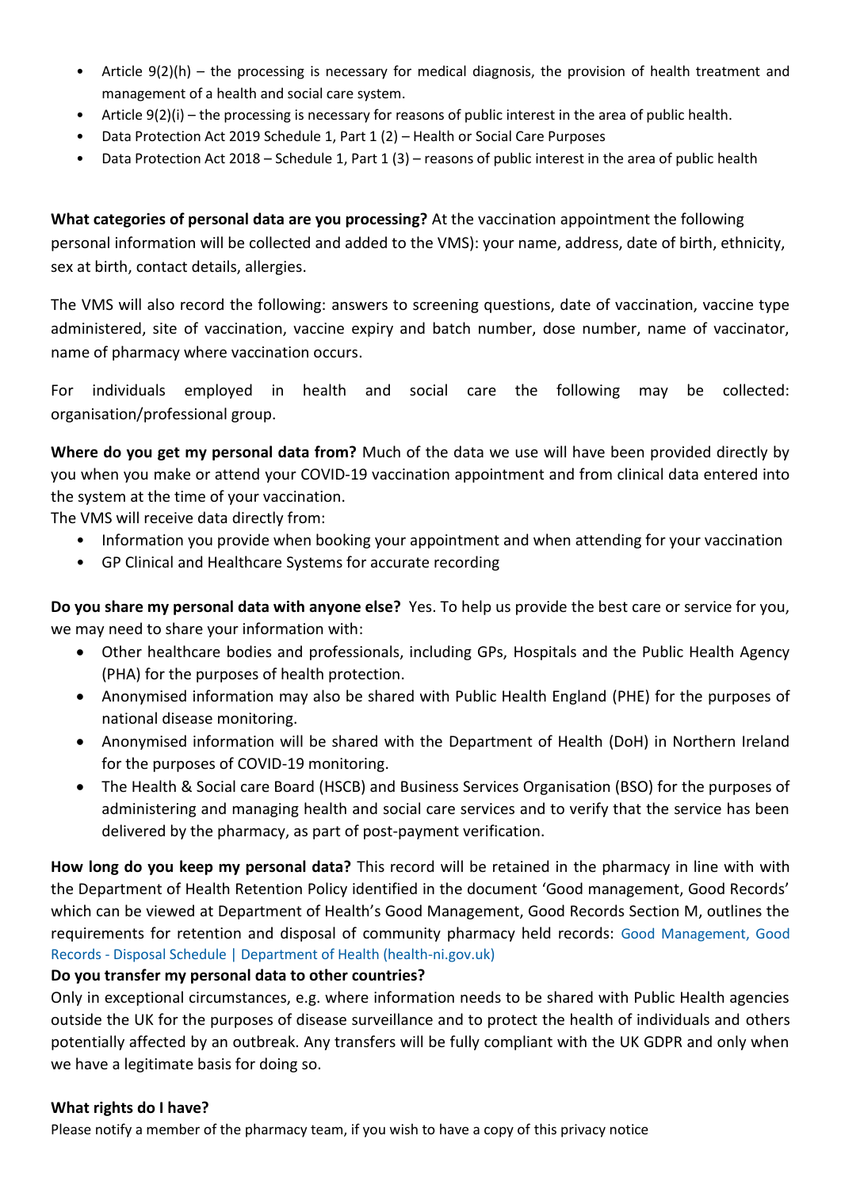- Article 9(2)(h) – the processing is necessary for medical diagnosis, the provision of health treatment and management of a health and social care system.
- Article 9(2)(i) – the processing is necessary for reasons of public interest in the area of public health.
- Data Protection Act 2019 Schedule 1, Part 1 (2) – Health or Social Care Purposes
- Data Protection Act 2018 – Schedule 1, Part 1 (3) – reasons of public interest in the area of public health

**What categories of personal data are you processing?** At the vaccination appointment the following personal information will be collected and added to the VMS): your name, address, date of birth, ethnicity, sex at birth, contact details, allergies.

The VMS will also record the following: answers to screening questions, date of vaccination, vaccine type administered, site of vaccination, vaccine expiry and batch number, dose number, name of vaccinator, name of pharmacy where vaccination occurs.

For individuals employed in health and social care the following may be collected: organisation/professional group.

**Where do you get my personal data from?** Much of the data we use will have been provided directly by you when you make or attend your COVID-19 vaccination appointment and from clinical data entered into the system at the time of your vaccination.

The VMS will receive data directly from:

- Information you provide when booking your appointment and when attending for your vaccination
- GP Clinical and Healthcare Systems for accurate recording

**Do you share my personal data with anyone else?** Yes. To help us provide the best care or service for you, we may need to share your information with:

- Other healthcare bodies and professionals, including GPs, Hospitals and the Public Health Agency (PHA) for the purposes of health protection.
- Anonymised information may also be shared with Public Health England (PHE) for the purposes of national disease monitoring.
- Anonymised information will be shared with the Department of Health (DoH) in Northern Ireland for the purposes of COVID-19 monitoring.
- The Health & Social care Board (HSCB) and Business Services Organisation (BSO) for the purposes of administering and managing health and social care services and to verify that the service has been delivered by the pharmacy, as part of post-payment verification.

**How long do you keep my personal data?** This record will be retained in the pharmacy in line with with the Department of Health Retention Policy identified in the document 'Good management, Good Records' which can be viewed at Department of Health's Good Management, Good Records Section M, outlines the requirements for retention and disposal of community pharmacy held records: Good Management, Good Records - Disposal Schedule | Department of Health (health-ni.gov.uk)

**Do you transfer my personal data to other countries?**

Only in exceptional circumstances, e.g. where information needs to be shared with Public Health agencies outside the UK for the purposes of disease surveillance and to protect the health of individuals and others potentially affected by an outbreak. Any transfers will be fully compliant with the UK GDPR and only when we have a legitimate basis for doing so.

**What rights do I have?**

Please notify a member of the pharmacy team, if you wish to have a copy of this privacy notice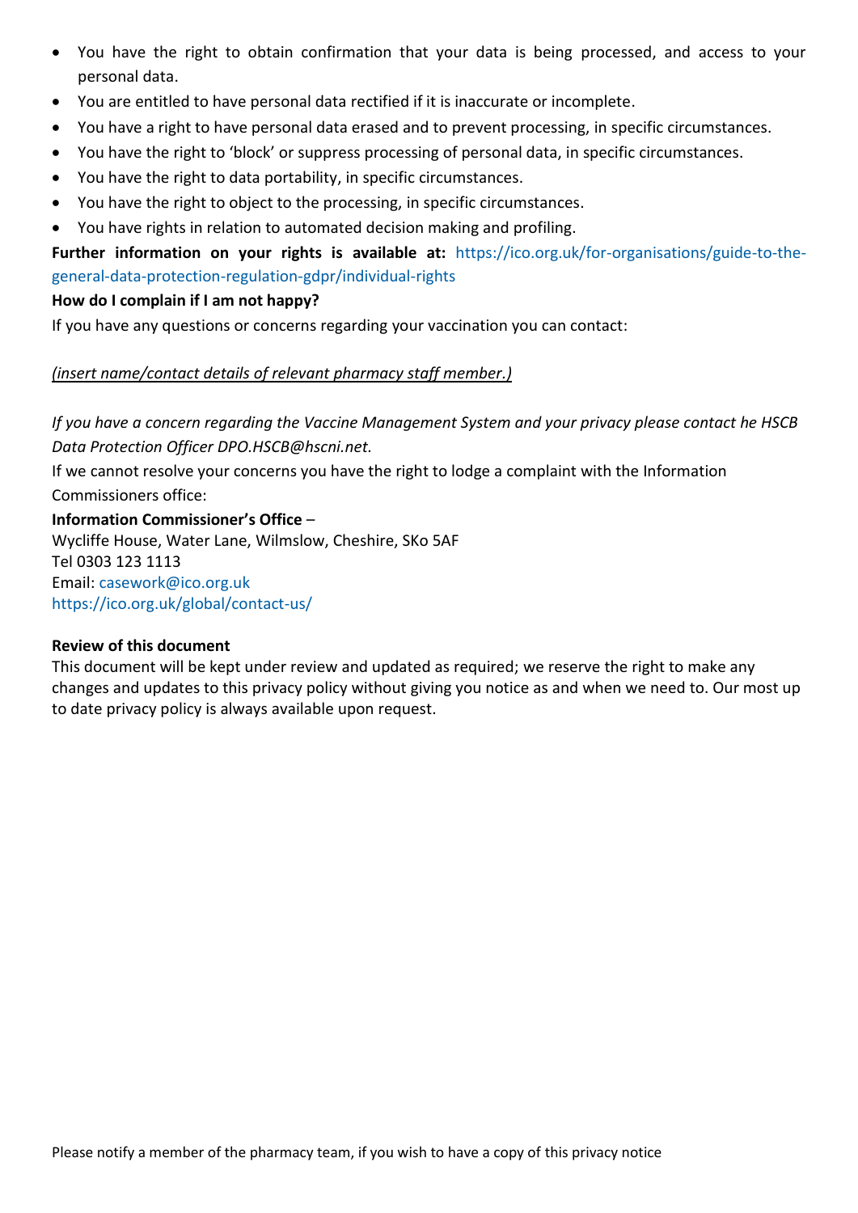- You have the right to obtain confirmation that your data is being processed, and access to your personal data.
- You are entitled to have personal data rectified if it is inaccurate or incomplete.
- You have a right to have personal data erased and to prevent processing, in specific circumstances.
- You have the right to 'block' or suppress processing of personal data, in specific circumstances.
- You have the right to data portability, in specific circumstances.
- You have the right to object to the processing, in specific circumstances.
- You have rights in relation to automated decision making and profiling.

**Further information on your rights is available at:** https://ico.org.uk/for-organisations/guide-to-the-general-data-protection-regulation-gdpr/individual-rights

**How do I complain if I am not happy?**

If you have any questions or concerns regarding your vaccination you can contact:

*(insert name/contact details of relevant pharmacy staff member.)*

*If you have a concern regarding the Vaccine Management System and your privacy please contact he HSCB Data Protection Officer DPO.HSCB@hscni.net.*

If we cannot resolve your concerns you have the right to lodge a complaint with the Information Commissioners office:

**Information Commissioner's Office** –
Wycliffe House, Water Lane, Wilmslow, Cheshire, SKo 5AF
Tel 0303 123 1113
Email: casework@ico.org.uk
https://ico.org.uk/global/contact-us/

**Review of this document**

This document will be kept under review and updated as required; we reserve the right to make any changes and updates to this privacy policy without giving you notice as and when we need to. Our most up to date privacy policy is always available upon request.

Please notify a member of the pharmacy team, if you wish to have a copy of this privacy notice